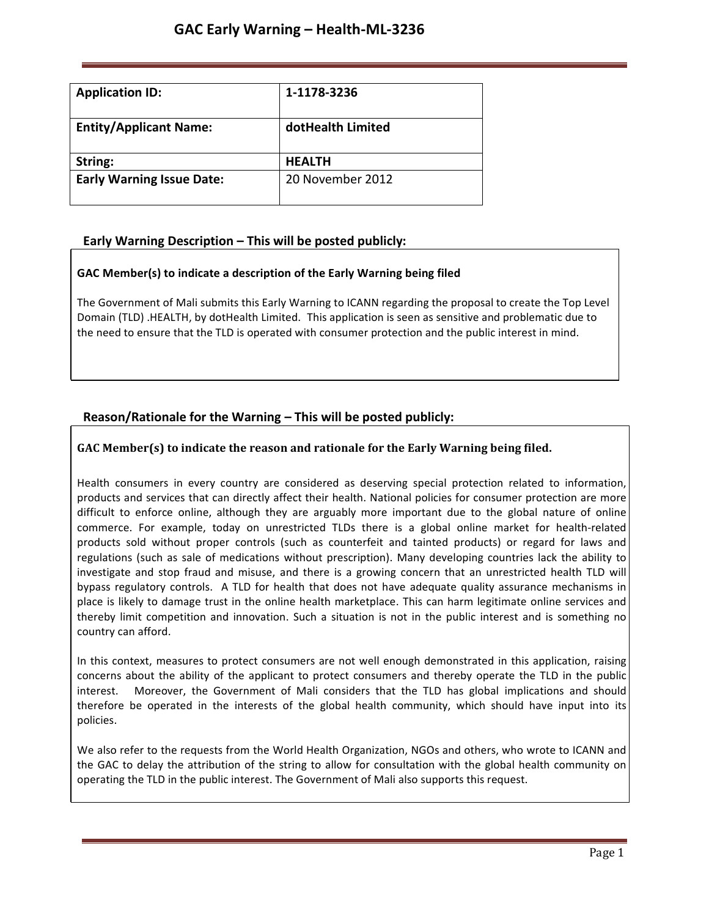# GAC Early Warning – Health-ML-3236

| Application ID: | 1-1178-3236 |
|---|---|
| Entity/Applicant Name: | dotHealth Limited |
| String: | HEALTH |
| Early Warning Issue Date: | 20 November 2012 |

## Early Warning Description – This will be posted publicly:

**GAC Member(s) to indicate a description of the Early Warning being filed**

The Government of Mali submits this Early Warning to ICANN regarding the proposal to create the Top Level Domain (TLD) .HEALTH, by dotHealth Limited. This application is seen as sensitive and problematic due to the need to ensure that the TLD is operated with consumer protection and the public interest in mind.

## Reason/Rationale for the Warning – This will be posted publicly:

**GAC Member(s) to indicate the reason and rationale for the Early Warning being filed.**

Health consumers in every country are considered as deserving special protection related to information, products and services that can directly affect their health. National policies for consumer protection are more difficult to enforce online, although they are arguably more important due to the global nature of online commerce. For example, today on unrestricted TLDs there is a global online market for health-related products sold without proper controls (such as counterfeit and tainted products) or regard for laws and regulations (such as sale of medications without prescription). Many developing countries lack the ability to investigate and stop fraud and misuse, and there is a growing concern that an unrestricted health TLD will bypass regulatory controls. A TLD for health that does not have adequate quality assurance mechanisms in place is likely to damage trust in the online health marketplace. This can harm legitimate online services and thereby limit competition and innovation. Such a situation is not in the public interest and is something no country can afford.

In this context, measures to protect consumers are not well enough demonstrated in this application, raising concerns about the ability of the applicant to protect consumers and thereby operate the TLD in the public interest. Moreover, the Government of Mali considers that the TLD has global implications and should therefore be operated in the interests of the global health community, which should have input into its policies.

We also refer to the requests from the World Health Organization, NGOs and others, who wrote to ICANN and the GAC to delay the attribution of the string to allow for consultation with the global health community on operating the TLD in the public interest. The Government of Mali also supports this request.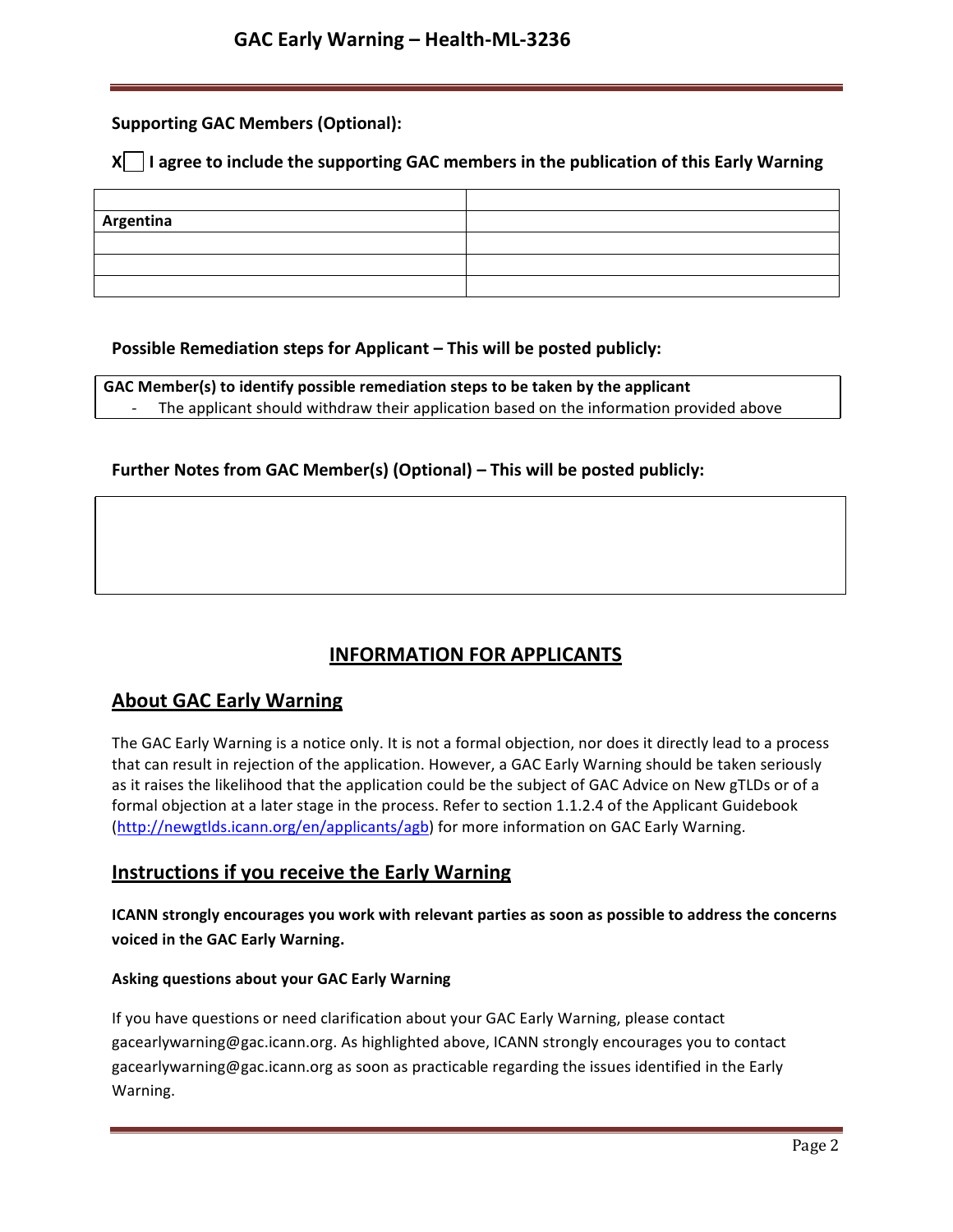**Supporting GAC Members (Optional):**

**X☐ I agree to include the supporting GAC members in the publication of this Early Warning**

| | |
|---|---|
| **Argentina** | |
| | |
| | |
| | |

**Possible Remediation steps for Applicant – This will be posted publicly:**

**GAC Member(s) to identify possible remediation steps to be taken by the applicant**

- The applicant should withdraw their application based on the information provided above

**Further Notes from GAC Member(s) (Optional) – This will be posted publicly:**

## INFORMATION FOR APPLICANTS

## About GAC Early Warning

The GAC Early Warning is a notice only. It is not a formal objection, nor does it directly lead to a process that can result in rejection of the application. However, a GAC Early Warning should be taken seriously as it raises the likelihood that the application could be the subject of GAC Advice on New gTLDs or of a formal objection at a later stage in the process. Refer to section 1.1.2.4 of the Applicant Guidebook (http://newgtlds.icann.org/en/applicants/agb) for more information on GAC Early Warning.

## Instructions if you receive the Early Warning

**ICANN strongly encourages you work with relevant parties as soon as possible to address the concerns voiced in the GAC Early Warning.**

**Asking questions about your GAC Early Warning**

If you have questions or need clarification about your GAC Early Warning, please contact gacearlywarning@gac.icann.org. As highlighted above, ICANN strongly encourages you to contact gacearlywarning@gac.icann.org as soon as practicable regarding the issues identified in the Early Warning.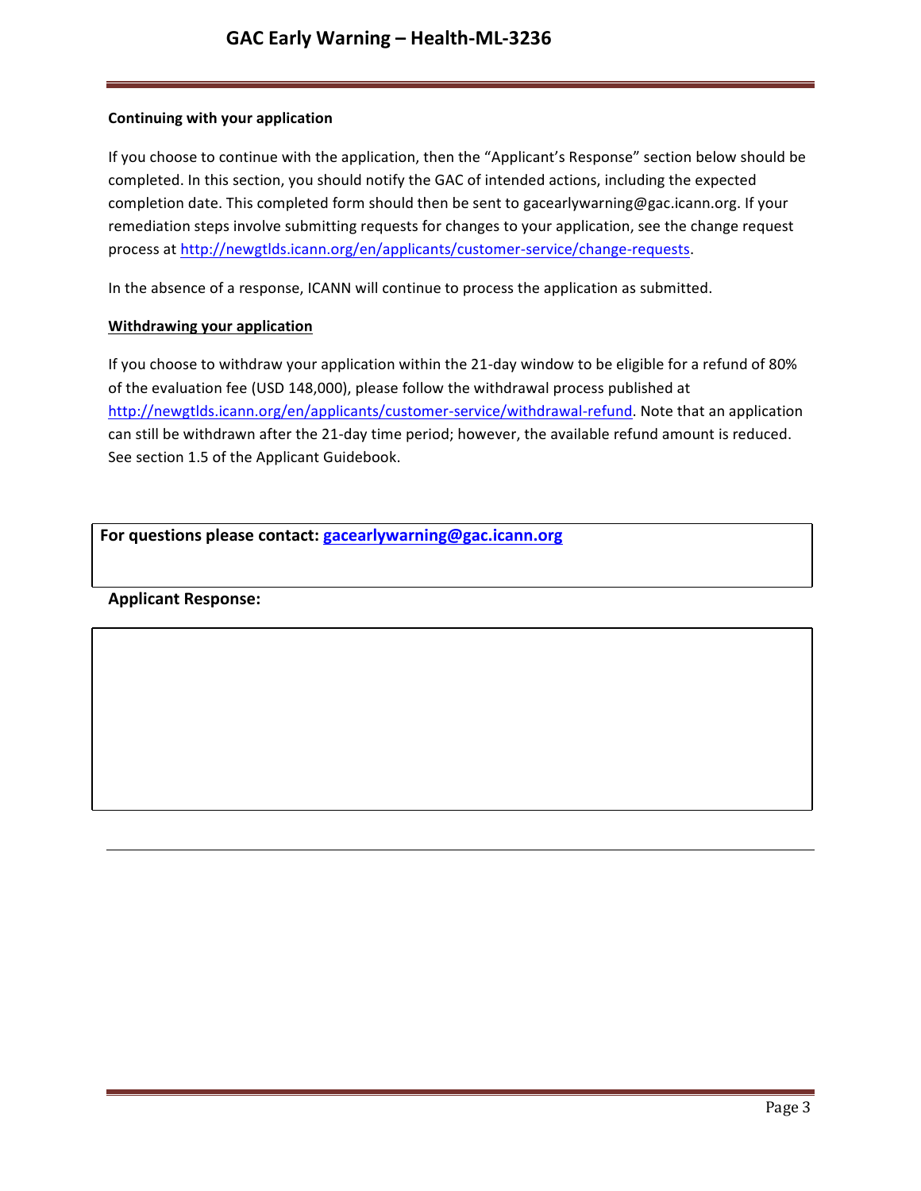**Continuing with your application**

If you choose to continue with the application, then the "Applicant's Response" section below should be completed. In this section, you should notify the GAC of intended actions, including the expected completion date. This completed form should then be sent to gacearlywarning@gac.icann.org. If your remediation steps involve submitting requests for changes to your application, see the change request process at http://newgtlds.icann.org/en/applicants/customer-service/change-requests.

In the absence of a response, ICANN will continue to process the application as submitted.

**Withdrawing your application**

If you choose to withdraw your application within the 21-day window to be eligible for a refund of 80% of the evaluation fee (USD 148,000), please follow the withdrawal process published at http://newgtlds.icann.org/en/applicants/customer-service/withdrawal-refund. Note that an application can still be withdrawn after the 21-day time period; however, the available refund amount is reduced. See section 1.5 of the Applicant Guidebook.

**For questions please contact: gacearlywarning@gac.icann.org**

**Applicant Response:**